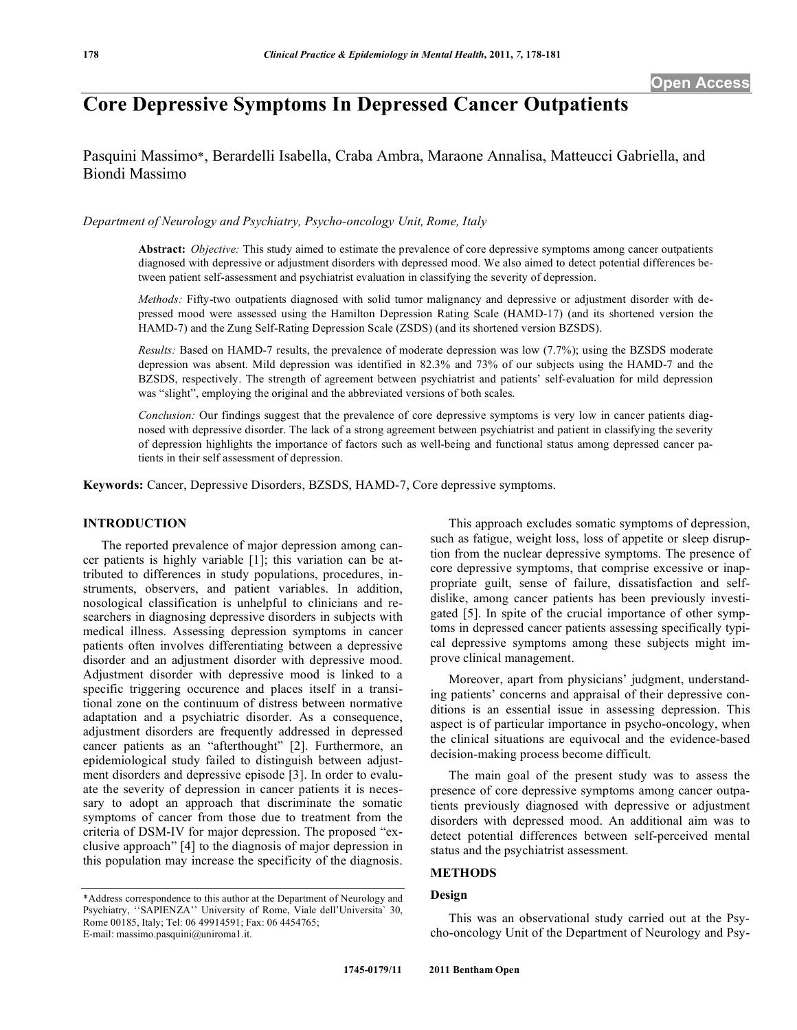# Core Depressive Symptoms In Depressed Cancer Outpatients

Pasquini Massimo*, Berardelli Isabella, Craba Ambra, Maraone Annalisa, Matteucci Gabriella, and Biondi Massimo

*Department of Neurology and Psychiatry, Psycho-oncology Unit, Rome, Italy*

**Abstract:** *Objective:* This study aimed to estimate the prevalence of core depressive symptoms among cancer outpatients diagnosed with depressive or adjustment disorders with depressed mood. We also aimed to detect potential differences between patient self-assessment and psychiatrist evaluation in classifying the severity of depression.

*Methods:* Fifty-two outpatients diagnosed with solid tumor malignancy and depressive or adjustment disorder with depressed mood were assessed using the Hamilton Depression Rating Scale (HAMD-17) (and its shortened version the HAMD-7) and the Zung Self-Rating Depression Scale (ZSDS) (and its shortened version BZSDS).

*Results:* Based on HAMD-7 results, the prevalence of moderate depression was low (7.7%); using the BZSDS moderate depression was absent. Mild depression was identified in 82.3% and 73% of our subjects using the HAMD-7 and the BZSDS, respectively. The strength of agreement between psychiatrist and patients' self-evaluation for mild depression was "slight", employing the original and the abbreviated versions of both scales.

*Conclusion:* Our findings suggest that the prevalence of core depressive symptoms is very low in cancer patients diagnosed with depressive disorder. The lack of a strong agreement between psychiatrist and patient in classifying the severity of depression highlights the importance of factors such as well-being and functional status among depressed cancer patients in their self assessment of depression.

**Keywords:** Cancer, Depressive Disorders, BZSDS, HAMD-7, Core depressive symptoms.

## INTRODUCTION

The reported prevalence of major depression among cancer patients is highly variable [1]; this variation can be attributed to differences in study populations, procedures, instruments, observers, and patient variables. In addition, nosological classification is unhelpful to clinicians and researchers in diagnosing depressive disorders in subjects with medical illness. Assessing depression symptoms in cancer patients often involves differentiating between a depressive disorder and an adjustment disorder with depressive mood. Adjustment disorder with depressive mood is linked to a specific triggering occurence and places itself in a transitional zone on the continuum of distress between normative adaptation and a psychiatric disorder. As a consequence, adjustment disorders are frequently addressed in depressed cancer patients as an "afterthought" [2]. Furthermore, an epidemiological study failed to distinguish between adjustment disorders and depressive episode [3]. In order to evaluate the severity of depression in cancer patients it is necessary to adopt an approach that discriminate the somatic symptoms of cancer from those due to treatment from the criteria of DSM-IV for major depression. The proposed "exclusive approach" [4] to the diagnosis of major depression in this population may increase the specificity of the diagnosis.

This approach excludes somatic symptoms of depression, such as fatigue, weight loss, loss of appetite or sleep disruption from the nuclear depressive symptoms. The presence of core depressive symptoms, that comprise excessive or inappropriate guilt, sense of failure, dissatisfaction and self-dislike, among cancer patients has been previously investigated [5]. In spite of the crucial importance of other symptoms in depressed cancer patients assessing specifically typical depressive symptoms among these subjects might improve clinical management.

Moreover, apart from physicians' judgment, understanding patients' concerns and appraisal of their depressive conditions is an essential issue in assessing depression. This aspect is of particular importance in psycho-oncology, when the clinical situations are equivocal and the evidence-based decision-making process become difficult.

The main goal of the present study was to assess the presence of core depressive symptoms among cancer outpatients previously diagnosed with depressive or adjustment disorders with depressed mood. An additional aim was to detect potential differences between self-perceived mental status and the psychiatrist assessment.

## METHODS

### Design

This was an observational study carried out at the Psycho-oncology Unit of the Department of Neurology and Psy-

*Address correspondence to this author at the Department of Neurology and Psychiatry, ''SAPIENZA'' University of Rome, Viale dell'Universita` 30, Rome 00185, Italy; Tel: 06 49914591; Fax: 06 4454765; E-mail: massimo.pasquini@uniroma1.it.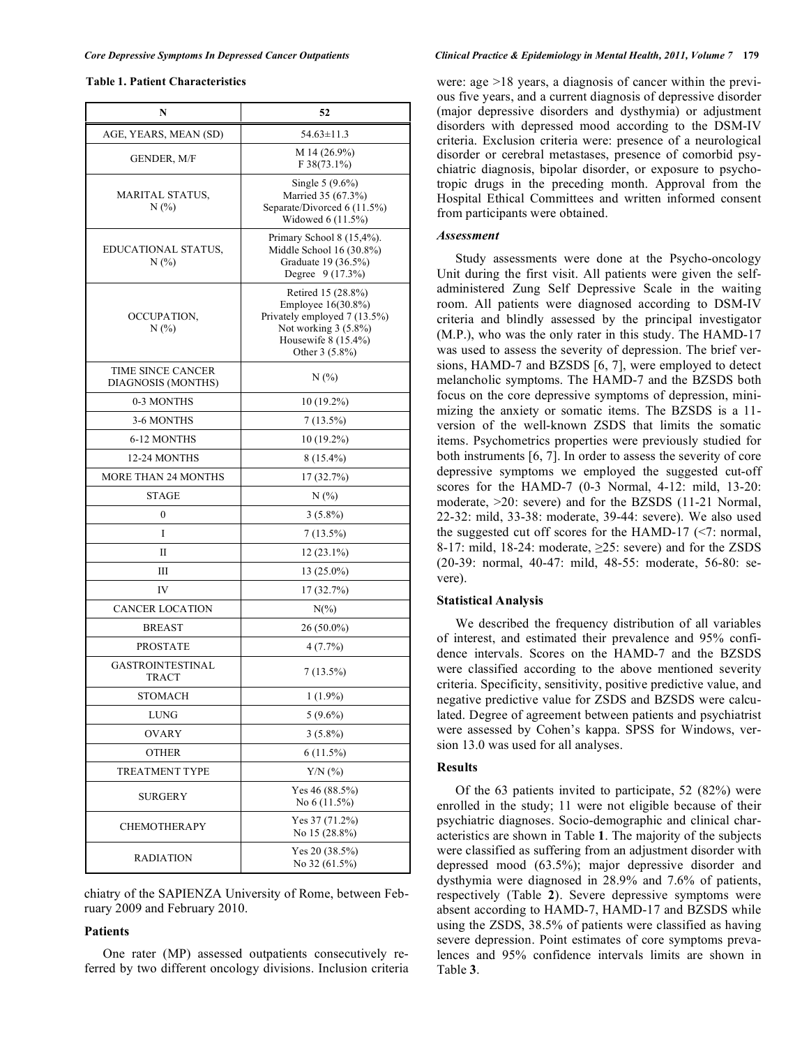**Table 1. Patient Characteristics**

| N | 52 |
|---|---|
| AGE, YEARS, MEAN (SD) | 54.63±11.3 |
| GENDER, M/F | M 14 (26.9%)<br>F 38(73.1%) |
| MARITAL STATUS, N (%) | Single 5 (9.6%)<br>Married 35 (67.3%)<br>Separate/Divorced 6 (11.5%)<br>Widowed 6 (11.5%) |
| EDUCATIONAL STATUS, N (%) | Primary School 8 (15,4%).<br>Middle School 16 (30.8%)<br>Graduate 19 (36.5%)<br>Degree 9 (17.3%) |
| OCCUPATION, N (%) | Retired 15 (28.8%)<br>Employee 16(30.8%)<br>Privately employed 7 (13.5%)<br>Not working 3 (5.8%)<br>Housewife 8 (15.4%)<br>Other 3 (5.8%) |
| TIME SINCE CANCER DIAGNOSIS (MONTHS) | N (%) |
| 0-3 MONTHS | 10 (19.2%) |
| 3-6 MONTHS | 7 (13.5%) |
| 6-12 MONTHS | 10 (19.2%) |
| 12-24 MONTHS | 8 (15.4%) |
| MORE THAN 24 MONTHS | 17 (32.7%) |
| STAGE | N (%) |
| 0 | 3 (5.8%) |
| I | 7 (13.5%) |
| II | 12 (23.1%) |
| III | 13 (25.0%) |
| IV | 17 (32.7%) |
| CANCER LOCATION | N(%) |
| BREAST | 26 (50.0%) |
| PROSTATE | 4 (7.7%) |
| GASTROINTESTINAL TRACT | 7 (13.5%) |
| STOMACH | 1 (1.9%) |
| LUNG | 5 (9.6%) |
| OVARY | 3 (5.8%) |
| OTHER | 6 (11.5%) |
| TREATMENT TYPE | Y/N (%) |
| SURGERY | Yes 46 (88.5%)<br>No 6 (11.5%) |
| CHEMOTHERAPY | Yes 37 (71.2%)<br>No 15 (28.8%) |
| RADIATION | Yes 20 (38.5%)<br>No 32 (61.5%) |

chiatry of the SAPIENZA University of Rome, between February 2009 and February 2010.

## Patients

One rater (MP) assessed outpatients consecutively referred by two different oncology divisions. Inclusion criteria were: age >18 years, a diagnosis of cancer within the previous five years, and a current diagnosis of depressive disorder (major depressive disorders and dysthymia) or adjustment disorders with depressed mood according to the DSM-IV criteria. Exclusion criteria were: presence of a neurological disorder or cerebral metastases, presence of comorbid psychiatric diagnosis, bipolar disorder, or exposure to psychotropic drugs in the preceding month. Approval from the Hospital Ethical Committees and written informed consent from participants were obtained.

### *Assessment*

Study assessments were done at the Psycho-oncology Unit during the first visit. All patients were given the self-administered Zung Self Depressive Scale in the waiting room. All patients were diagnosed according to DSM-IV criteria and blindly assessed by the principal investigator (M.P.), who was the only rater in this study. The HAMD-17 was used to assess the severity of depression. The brief versions, HAMD-7 and BZSDS [6, 7], were employed to detect melancholic symptoms. The HAMD-7 and the BZSDS both focus on the core depressive symptoms of depression, minimizing the anxiety or somatic items. The BZSDS is a 11-version of the well-known ZSDS that limits the somatic items. Psychometrics properties were previously studied for both instruments [6, 7]. In order to assess the severity of core depressive symptoms we employed the suggested cut-off scores for the HAMD-7 (0-3 Normal, 4-12: mild, 13-20: moderate, >20: severe) and for the BZSDS (11-21 Normal, 22-32: mild, 33-38: moderate, 39-44: severe). We also used the suggested cut off scores for the HAMD-17 (<7: normal, 8-17: mild, 18-24: moderate, ≥25: severe) and for the ZSDS (20-39: normal, 40-47: mild, 48-55: moderate, 56-80: severe).

## Statistical Analysis

We described the frequency distribution of all variables of interest, and estimated their prevalence and 95% confidence intervals. Scores on the HAMD-7 and the BZSDS were classified according to the above mentioned severity criteria. Specificity, sensitivity, positive predictive value, and negative predictive value for ZSDS and BZSDS were calculated. Degree of agreement between patients and psychiatrist were assessed by Cohen's kappa. SPSS for Windows, version 13.0 was used for all analyses.

## Results

Of the 63 patients invited to participate, 52 (82%) were enrolled in the study; 11 were not eligible because of their psychiatric diagnoses. Socio-demographic and clinical characteristics are shown in Table **1**. The majority of the subjects were classified as suffering from an adjustment disorder with depressed mood (63.5%); major depressive disorder and dysthymia were diagnosed in 28.9% and 7.6% of patients, respectively (Table **2**). Severe depressive symptoms were absent according to HAMD-7, HAMD-17 and BZSDS while using the ZSDS, 38.5% of patients were classified as having severe depression. Point estimates of core symptoms prevalences and 95% confidence intervals limits are shown in Table **3**.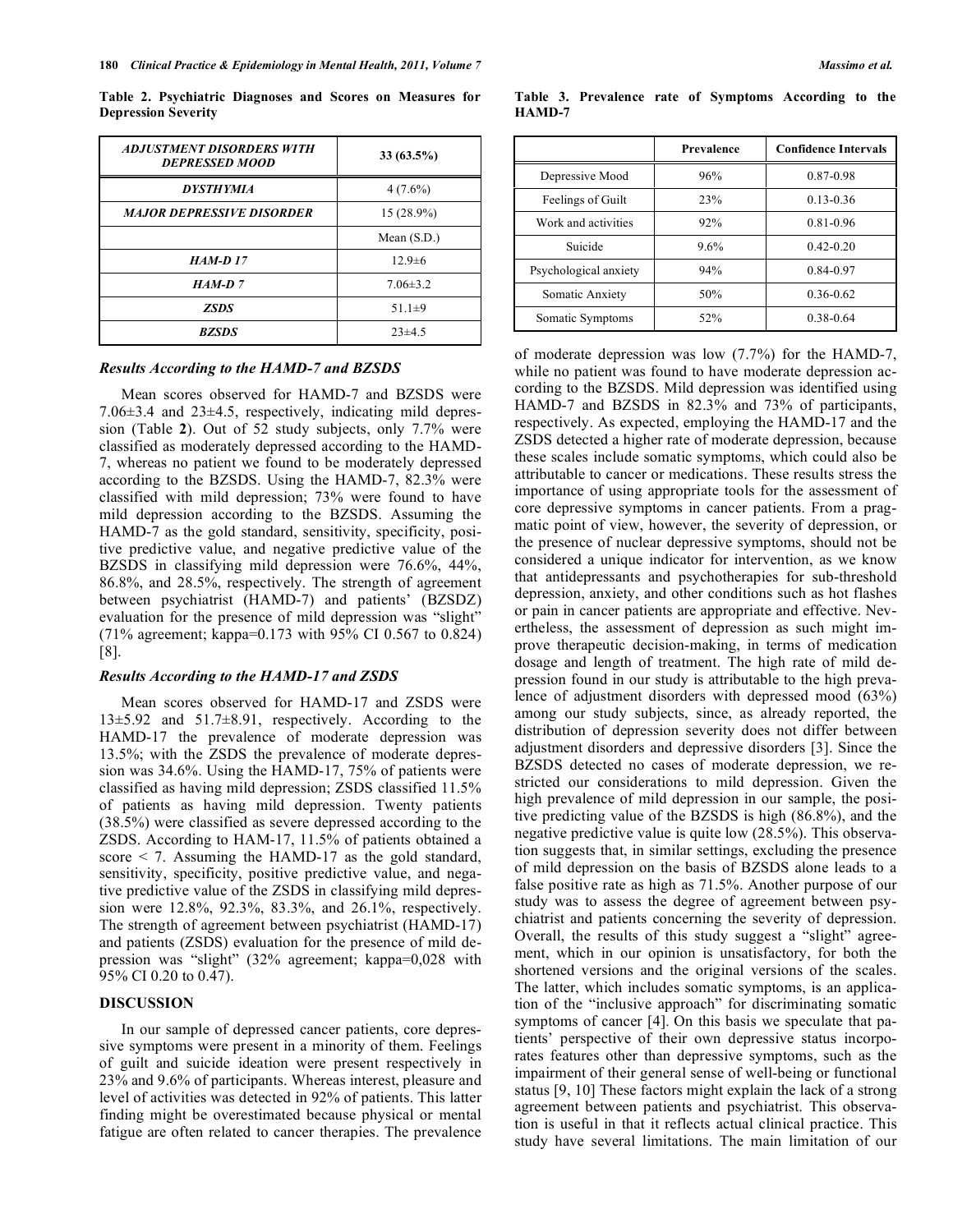**Table 2. Psychiatric Diagnoses and Scores on Measures for Depression Severity**

| *ADJUSTMENT DISORDERS WITH DEPRESSED MOOD* | 33 (63.5%) |
|---|---|
| *DYSTHYMIA* | 4 (7.6%) |
| *MAJOR DEPRESSIVE DISORDER* | 15 (28.9%) |
| | Mean (S.D.) |
| *HAM-D 17* | 12.9±6 |
| *HAM-D 7* | 7.06±3.2 |
| *ZSDS* | 51.1±9 |
| *BZSDS* | 23±4.5 |

### *Results According to the HAMD-7 and BZSDS*

Mean scores observed for HAMD-7 and BZSDS were 7.06±3.4 and 23±4.5, respectively, indicating mild depression (Table **2**). Out of 52 study subjects, only 7.7% were classified as moderately depressed according to the HAMD-7, whereas no patient we found to be moderately depressed according to the BZSDS. Using the HAMD-7, 82.3% were classified with mild depression; 73% were found to have mild depression according to the BZSDS. Assuming the HAMD-7 as the gold standard, sensitivity, specificity, positive predictive value, and negative predictive value of the BZSDS in classifying mild depression were 76.6%, 44%, 86.8%, and 28.5%, respectively. The strength of agreement between psychiatrist (HAMD-7) and patients' (BZSDZ) evaluation for the presence of mild depression was "slight" (71% agreement; kappa=0.173 with 95% CI 0.567 to 0.824) [8].

### *Results According to the HAMD-17 and ZSDS*

Mean scores observed for HAMD-17 and ZSDS were 13±5.92 and 51.7±8.91, respectively. According to the HAMD-17 the prevalence of moderate depression was 13.5%; with the ZSDS the prevalence of moderate depression was 34.6%. Using the HAMD-17, 75% of patients were classified as having mild depression; ZSDS classified 11.5% of patients as having mild depression. Twenty patients (38.5%) were classified as severe depressed according to the ZSDS. According to HAM-17, 11.5% of patients obtained a score < 7. Assuming the HAMD-17 as the gold standard, sensitivity, specificity, positive predictive value, and negative predictive value of the ZSDS in classifying mild depression were 12.8%, 92.3%, 83.3%, and 26.1%, respectively. The strength of agreement between psychiatrist (HAMD-17) and patients (ZSDS) evaluation for the presence of mild depression was "slight" (32% agreement; kappa=0,028 with 95% CI 0.20 to 0.47).

## DISCUSSION

In our sample of depressed cancer patients, core depressive symptoms were present in a minority of them. Feelings of guilt and suicide ideation were present respectively in 23% and 9.6% of participants. Whereas interest, pleasure and level of activities was detected in 92% of patients. This latter finding might be overestimated because physical or mental fatigue are often related to cancer therapies. The prevalence

**Table 3. Prevalence rate of Symptoms According to the HAMD-7**

| | Prevalence | Confidence Intervals |
|---|---|---|
| Depressive Mood | 96% | 0.87-0.98 |
| Feelings of Guilt | 23% | 0.13-0.36 |
| Work and activities | 92% | 0.81-0.96 |
| Suicide | 9.6% | 0.42-0.20 |
| Psychological anxiety | 94% | 0.84-0.97 |
| Somatic Anxiety | 50% | 0.36-0.62 |
| Somatic Symptoms | 52% | 0.38-0.64 |

of moderate depression was low (7.7%) for the HAMD-7, while no patient was found to have moderate depression according to the BZSDS. Mild depression was identified using HAMD-7 and BZSDS in 82.3% and 73% of participants, respectively. As expected, employing the HAMD-17 and the ZSDS detected a higher rate of moderate depression, because these scales include somatic symptoms, which could also be attributable to cancer or medications. These results stress the importance of using appropriate tools for the assessment of core depressive symptoms in cancer patients. From a pragmatic point of view, however, the severity of depression, or the presence of nuclear depressive symptoms, should not be considered a unique indicator for intervention, as we know that antidepressants and psychotherapies for sub-threshold depression, anxiety, and other conditions such as hot flashes or pain in cancer patients are appropriate and effective. Nevertheless, the assessment of depression as such might improve therapeutic decision-making, in terms of medication dosage and length of treatment. The high rate of mild depression found in our study is attributable to the high prevalence of adjustment disorders with depressed mood (63%) among our study subjects, since, as already reported, the distribution of depression severity does not differ between adjustment disorders and depressive disorders [3]. Since the BZSDS detected no cases of moderate depression, we restricted our considerations to mild depression. Given the high prevalence of mild depression in our sample, the positive predicting value of the BZSDS is high (86.8%), and the negative predictive value is quite low (28.5%). This observation suggests that, in similar settings, excluding the presence of mild depression on the basis of BZSDS alone leads to a false positive rate as high as 71.5%. Another purpose of our study was to assess the degree of agreement between psychiatrist and patients concerning the severity of depression. Overall, the results of this study suggest a "slight" agreement, which in our opinion is unsatisfactory, for both the shortened versions and the original versions of the scales. The latter, which includes somatic symptoms, is an application of the "inclusive approach" for discriminating somatic symptoms of cancer [4]. On this basis we speculate that patients' perspective of their own depressive status incorporates features other than depressive symptoms, such as the impairment of their general sense of well-being or functional status [9, 10] These factors might explain the lack of a strong agreement between patients and psychiatrist. This observation is useful in that it reflects actual clinical practice. This study have several limitations. The main limitation of our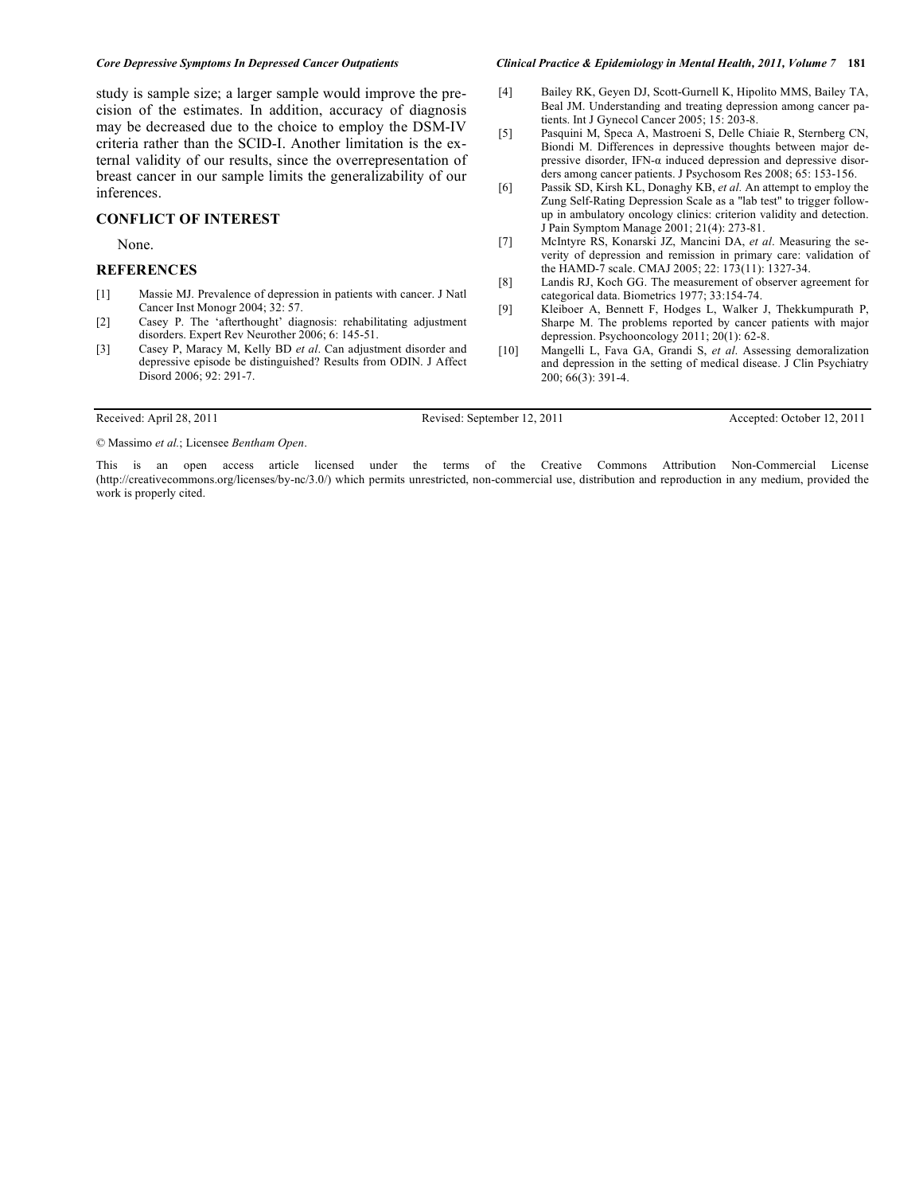study is sample size; a larger sample would improve the precision of the estimates. In addition, accuracy of diagnosis may be decreased due to the choice to employ the DSM-IV criteria rather than the SCID-I. Another limitation is the external validity of our results, since the overrepresentation of breast cancer in our sample limits the generalizability of our inferences.

## CONFLICT OF INTEREST

None.

## REFERENCES

[1] Massie MJ. Prevalence of depression in patients with cancer. J Natl Cancer Inst Monogr 2004; 32: 57.

[2] Casey P. The 'afterthought' diagnosis: rehabilitating adjustment disorders. Expert Rev Neurother 2006; 6: 145-51.

[3] Casey P, Maracy M, Kelly BD *et al*. Can adjustment disorder and depressive episode be distinguished? Results from ODIN. J Affect Disord 2006; 92: 291-7.

[4] Bailey RK, Geyen DJ, Scott-Gurnell K, Hipolito MMS, Bailey TA, Beal JM. Understanding and treating depression among cancer patients. Int J Gynecol Cancer 2005; 15: 203-8.

[5] Pasquini M, Speca A, Mastroeni S, Delle Chiaie R, Sternberg CN, Biondi M. Differences in depressive thoughts between major depressive disorder, IFN-α induced depression and depressive disorders among cancer patients. J Psychosom Res 2008; 65: 153-156.

[6] Passik SD, Kirsh KL, Donaghy KB, *et al.* An attempt to employ the Zung Self-Rating Depression Scale as a "lab test" to trigger follow-up in ambulatory oncology clinics: criterion validity and detection. J Pain Symptom Manage 2001; 21(4): 273-81.

[7] McIntyre RS, Konarski JZ, Mancini DA, *et al*. Measuring the severity of depression and remission in primary care: validation of the HAMD-7 scale. CMAJ 2005; 22: 173(11): 1327-34.

[8] Landis RJ, Koch GG. The measurement of observer agreement for categorical data. Biometrics 1977; 33:154-74.

[9] Kleiboer A, Bennett F, Hodges L, Walker J, Thekkumpurath P, Sharpe M. The problems reported by cancer patients with major depression. Psychooncology 2011; 20(1): 62-8.

[10] Mangelli L, Fava GA, Grandi S, *et al*. Assessing demoralization and depression in the setting of medical disease. J Clin Psychiatry 200; 66(3): 391-4.

Received: April 28, 2011 Revised: September 12, 2011 Accepted: October 12, 2011

© Massimo *et al.*; Licensee *Bentham Open*.

This is an open access article licensed under the terms of the Creative Commons Attribution Non-Commercial License (http://creativecommons.org/licenses/by-nc/3.0/) which permits unrestricted, non-commercial use, distribution and reproduction in any medium, provided the work is properly cited.